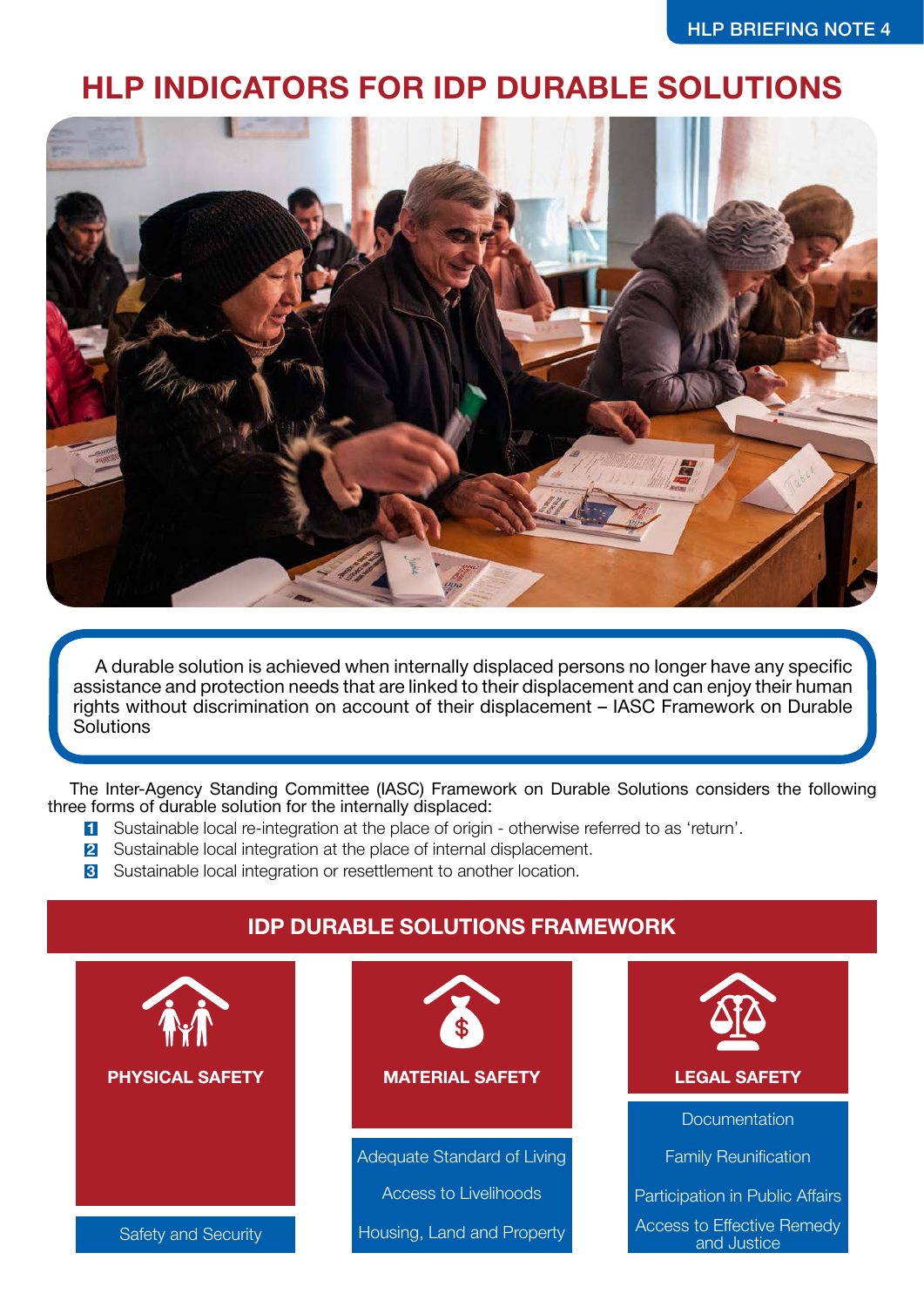# HLP INDICATORS FOR IDP DURABLE SOLUTIONS

> A durable solution is achieved when internally displaced persons no longer have any specific assistance and protection needs that are linked to their displacement and can enjoy their human rights without discrimination on account of their displacement – IASC Framework on Durable Solutions

The Inter-Agency Standing Committee (IASC) Framework on Durable Solutions considers the following three forms of durable solution for the internally displaced:

1. Sustainable local re-integration at the place of origin - otherwise referred to as 'return'.
2. Sustainable local integration at the place of internal displacement.
3. Sustainable local integration or resettlement to another location.

## IDP DURABLE SOLUTIONS FRAMEWORK

| PHYSICAL SAFETY | MATERIAL SAFETY | LEGAL SAFETY |
|---|---|---|
| Safety and Security | Adequate Standard of Living | Documentation |
| | Access to Livelihoods | Family Reunification |
| | Housing, Land and Property | Participation in Public Affairs |
| | | Access to Effective Remedy and Justice |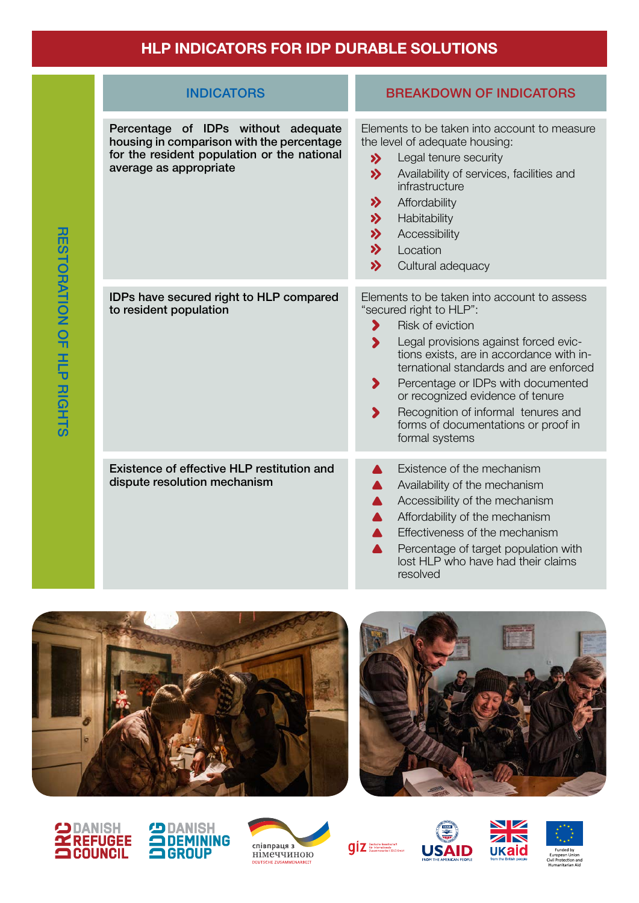## HLP INDICATORS FOR IDP DURABLE SOLUTIONS

**RESTORATION OF HLP RIGHTS**

| INDICATORS | BREAKDOWN OF INDICATORS |
|---|---|
| **Percentage of IDPs without adequate housing in comparison with the percentage for the resident population or the national average as appropriate** | Elements to be taken into account to measure the level of adequate housing:<br>» Legal tenure security<br>» Availability of services, facilities and infrastructure<br>» Affordability<br>» Habitability<br>» Accessibility<br>» Location<br>» Cultural adequacy |
| **IDPs have secured right to HLP compared to resident population** | Elements to be taken into account to assess "secured right to HLP":<br>› Risk of eviction<br>› Legal provisions against forced evictions exists, are in accordance with international standards and are enforced<br>› Percentage or IDPs with documented or recognized evidence of tenure<br>› Recognition of informal tenures and forms of documentations or proof in formal systems |
| **Existence of effective HLP restitution and dispute resolution mechanism** | ▲ Existence of the mechanism<br>▲ Availability of the mechanism<br>▲ Accessibility of the mechanism<br>▲ Affordability of the mechanism<br>▲ Effectiveness of the mechanism<br>▲ Percentage of target population with lost HLP who have had their claims resolved |

DRC DANISH REFUGEE COUNCIL | DDG DANISH DEMINING GROUP | співпраця з німеччиною DEUTSCHE ZUSAMMENARBEIT | giz Deutsche Gesellschaft für Internationale Zusammenarbeit (GIZ) GmbH | USAID FROM THE AMERICAN PEOPLE | UKaid from the British people | Funded by European Union Civil Protection and Humanitarian Aid